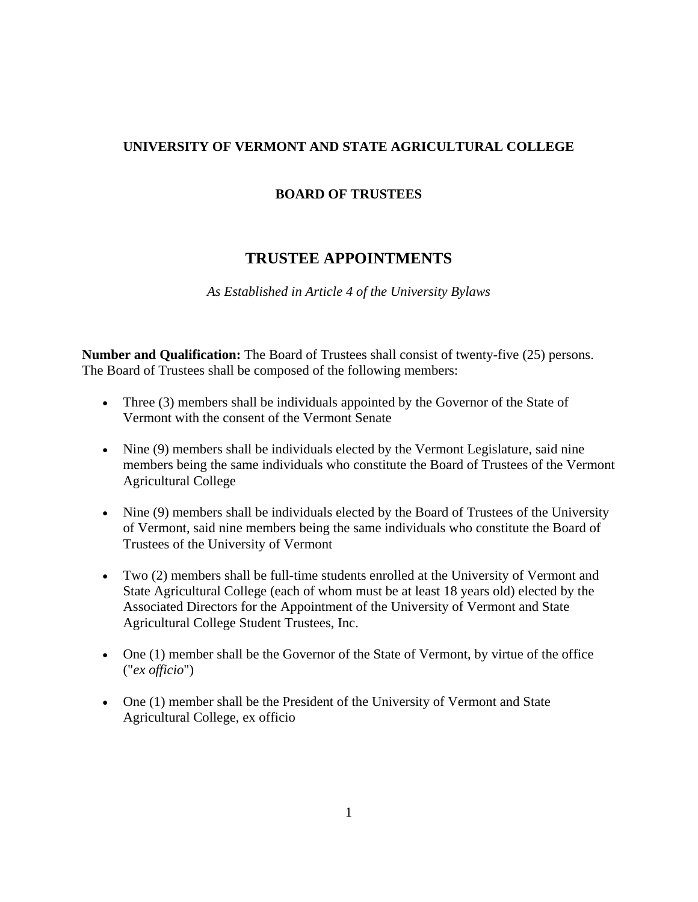**UNIVERSITY OF VERMONT AND STATE AGRICULTURAL COLLEGE**

**BOARD OF TRUSTEES**

# TRUSTEE APPOINTMENTS

*As Established in Article 4 of the University Bylaws*

**Number and Qualification:** The Board of Trustees shall consist of twenty-five (25) persons. The Board of Trustees shall be composed of the following members:

- Three (3) members shall be individuals appointed by the Governor of the State of Vermont with the consent of the Vermont Senate
- Nine (9) members shall be individuals elected by the Vermont Legislature, said nine members being the same individuals who constitute the Board of Trustees of the Vermont Agricultural College
- Nine (9) members shall be individuals elected by the Board of Trustees of the University of Vermont, said nine members being the same individuals who constitute the Board of Trustees of the University of Vermont
- Two (2) members shall be full-time students enrolled at the University of Vermont and State Agricultural College (each of whom must be at least 18 years old) elected by the Associated Directors for the Appointment of the University of Vermont and State Agricultural College Student Trustees, Inc.
- One (1) member shall be the Governor of the State of Vermont, by virtue of the office ("*ex officio*")
- One (1) member shall be the President of the University of Vermont and State Agricultural College, ex officio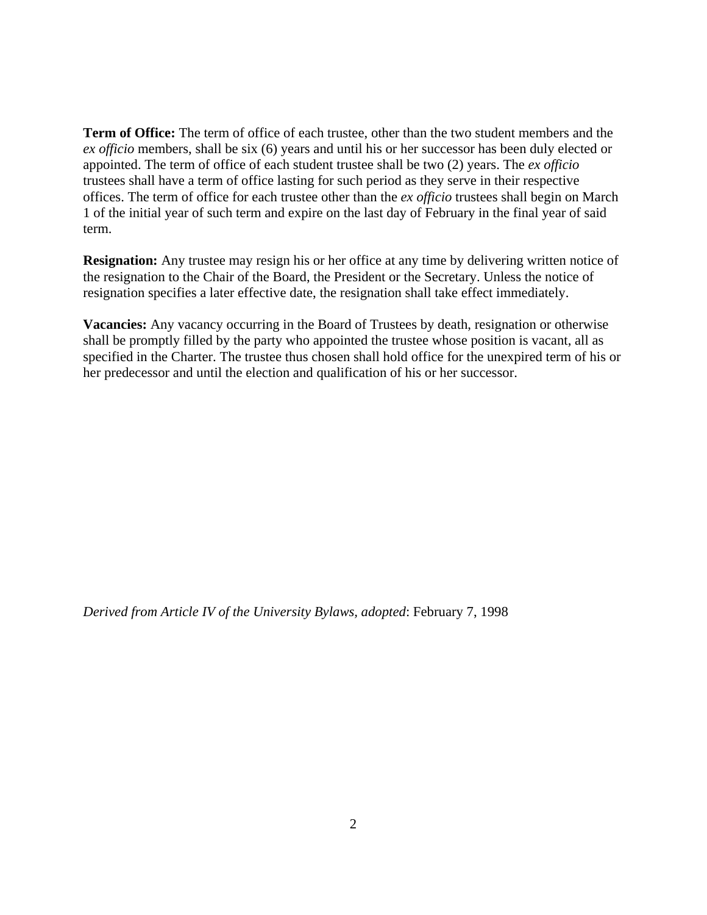**Term of Office:** The term of office of each trustee, other than the two student members and the *ex officio* members, shall be six (6) years and until his or her successor has been duly elected or appointed. The term of office of each student trustee shall be two (2) years. The *ex officio* trustees shall have a term of office lasting for such period as they serve in their respective offices. The term of office for each trustee other than the *ex officio* trustees shall begin on March 1 of the initial year of such term and expire on the last day of February in the final year of said term.

**Resignation:** Any trustee may resign his or her office at any time by delivering written notice of the resignation to the Chair of the Board, the President or the Secretary. Unless the notice of resignation specifies a later effective date, the resignation shall take effect immediately.

**Vacancies:** Any vacancy occurring in the Board of Trustees by death, resignation or otherwise shall be promptly filled by the party who appointed the trustee whose position is vacant, all as specified in the Charter. The trustee thus chosen shall hold office for the unexpired term of his or her predecessor and until the election and qualification of his or her successor.

*Derived from Article IV of the University Bylaws, adopted*: February 7, 1998